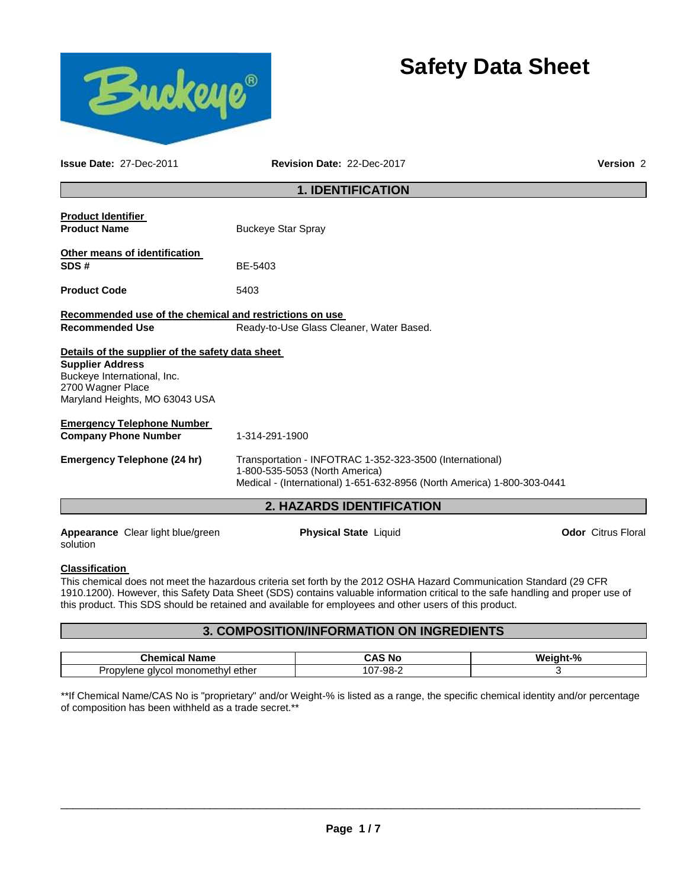# Safety Data Sheet

**Issue Date:** 27-Dec-2011 **Revision Date:** 22-Dec-2017 **Version** 2

## 1. IDENTIFICATION

**Product Identifier**

**Product Name** Buckeye Star Spray

**Other means of identification**

**SDS #** BE-5403

**Product Code** 5403

**Recommended use of the chemical and restrictions on use**

**Recommended Use** Ready-to-Use Glass Cleaner, Water Based.

**Details of the supplier of the safety data sheet**

**Supplier Address**
Buckeye International, Inc.
2700 Wagner Place
Maryland Heights, MO 63043 USA

**Emergency Telephone Number**

**Company Phone Number** 1-314-291-1900

**Emergency Telephone (24 hr)** Transportation - INFOTRAC 1-352-323-3500 (International)
1-800-535-5053 (North America)
Medical - (International) 1-651-632-8956 (North America) 1-800-303-0441

## 2. HAZARDS IDENTIFICATION

**Appearance** Clear light blue/green solution **Physical State** Liquid **Odor** Citrus Floral

**Classification**

This chemical does not meet the hazardous criteria set forth by the 2012 OSHA Hazard Communication Standard (29 CFR 1910.1200). However, this Safety Data Sheet (SDS) contains valuable information critical to the safe handling and proper use of this product. This SDS should be retained and available for employees and other users of this product.

## 3. COMPOSITION/INFORMATION ON INGREDIENTS

| Chemical Name | CAS No | Weight-% |
|---|---|---|
| Propylene glycol monomethyl ether | 107-98-2 | 3 |

**If Chemical Name/CAS No is "proprietary" and/or Weight-% is listed as a range, the specific chemical identity and/or percentage of composition has been withheld as a trade secret.**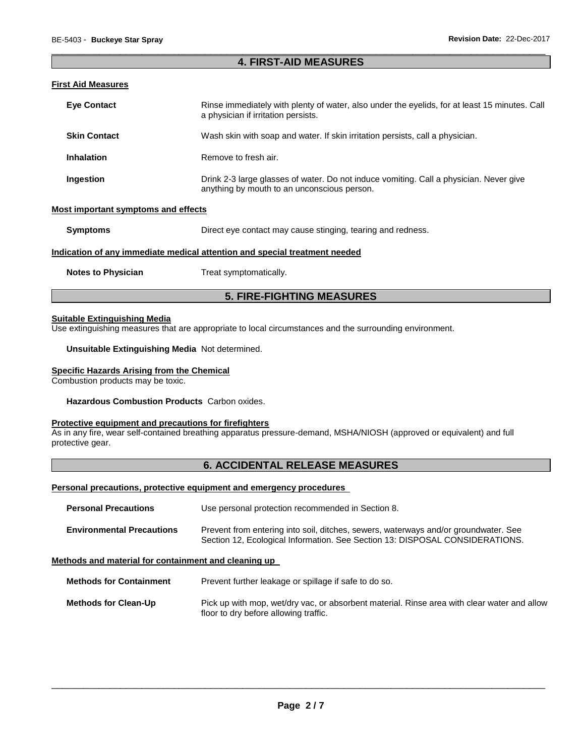## 4. FIRST-AID MEASURES

### First Aid Measures

| | |
|---|---|
| **Eye Contact** | Rinse immediately with plenty of water, also under the eyelids, for at least 15 minutes. Call a physician if irritation persists. |
| **Skin Contact** | Wash skin with soap and water. If skin irritation persists, call a physician. |
| **Inhalation** | Remove to fresh air. |
| **Ingestion** | Drink 2-3 large glasses of water. Do not induce vomiting. Call a physician. Never give anything by mouth to an unconscious person. |

### Most important symptoms and effects

| | |
|---|---|
| **Symptoms** | Direct eye contact may cause stinging, tearing and redness. |

### Indication of any immediate medical attention and special treatment needed

| | |
|---|---|
| **Notes to Physician** | Treat symptomatically. |

## 5. FIRE-FIGHTING MEASURES

### Suitable Extinguishing Media

Use extinguishing measures that are appropriate to local circumstances and the surrounding environment.

**Unsuitable Extinguishing Media** Not determined.

### Specific Hazards Arising from the Chemical

Combustion products may be toxic.

**Hazardous Combustion Products** Carbon oxides.

### Protective equipment and precautions for firefighters

As in any fire, wear self-contained breathing apparatus pressure-demand, MSHA/NIOSH (approved or equivalent) and full protective gear.

## 6. ACCIDENTAL RELEASE MEASURES

### Personal precautions, protective equipment and emergency procedures

| | |
|---|---|
| **Personal Precautions** | Use personal protection recommended in Section 8. |
| **Environmental Precautions** | Prevent from entering into soil, ditches, sewers, waterways and/or groundwater. See Section 12, Ecological Information. See Section 13: DISPOSAL CONSIDERATIONS. |

### Methods and material for containment and cleaning up

| | |
|---|---|
| **Methods for Containment** | Prevent further leakage or spillage if safe to do so. |
| **Methods for Clean-Up** | Pick up with mop, wet/dry vac, or absorbent material. Rinse area with clear water and allow floor to dry before allowing traffic. |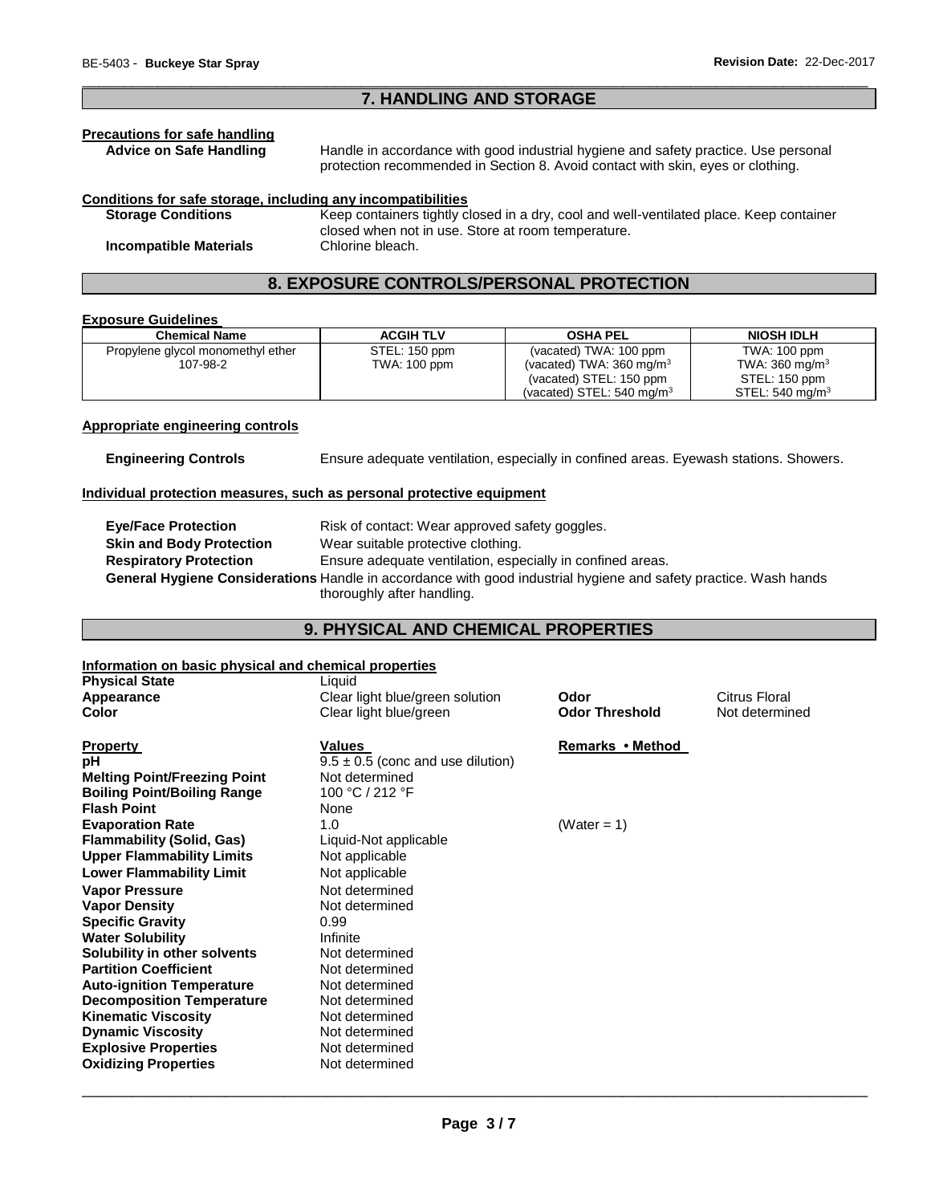## 7. HANDLING AND STORAGE

### Precautions for safe handling

**Advice on Safe Handling** Handle in accordance with good industrial hygiene and safety practice. Use personal protection recommended in Section 8. Avoid contact with skin, eyes or clothing.

### Conditions for safe storage, including any incompatibilities

**Storage Conditions** Keep containers tightly closed in a dry, cool and well-ventilated place. Keep container closed when not in use. Store at room temperature.

**Incompatible Materials** Chlorine bleach.

## 8. EXPOSURE CONTROLS/PERSONAL PROTECTION

### Exposure Guidelines

| Chemical Name | ACGIH TLV | OSHA PEL | NIOSH IDLH |
|---|---|---|---|
| Propylene glycol monomethyl ether<br>107-98-2 | STEL: 150 ppm<br>TWA: 100 ppm | (vacated) TWA: 100 ppm<br>(vacated) TWA: 360 mg/m$^3$<br>(vacated) STEL: 150 ppm<br>(vacated) STEL: 540 mg/m$^3$ | TWA: 100 ppm<br>TWA: 360 mg/m$^3$<br>STEL: 150 ppm<br>STEL: 540 mg/m$^3$ |

### Appropriate engineering controls

**Engineering Controls** Ensure adequate ventilation, especially in confined areas. Eyewash stations. Showers.

### Individual protection measures, such as personal protective equipment

**Eye/Face Protection** Risk of contact: Wear approved safety goggles.

**Skin and Body Protection** Wear suitable protective clothing.

**Respiratory Protection** Ensure adequate ventilation, especially in confined areas.

**General Hygiene Considerations** Handle in accordance with good industrial hygiene and safety practice. Wash hands thoroughly after handling.

## 9. PHYSICAL AND CHEMICAL PROPERTIES

### Information on basic physical and chemical properties

**Physical State** Liquid

**Appearance** Clear light blue/green solution **Odor** Citrus Floral

**Color** Clear light blue/green **Odor Threshold** Not determined

| Property | Values | Remarks • Method |
|---|---|---|
| **pH** | 9.5 ± 0.5 (conc and use dilution) | |
| **Melting Point/Freezing Point** | Not determined | |
| **Boiling Point/Boiling Range** | 100 °C / 212 °F | |
| **Flash Point** | None | |
| **Evaporation Rate** | 1.0 | (Water = 1) |
| **Flammability (Solid, Gas)** | Liquid-Not applicable | |
| **Upper Flammability Limits** | Not applicable | |
| **Lower Flammability Limit** | Not applicable | |
| **Vapor Pressure** | Not determined | |
| **Vapor Density** | Not determined | |
| **Specific Gravity** | 0.99 | |
| **Water Solubility** | Infinite | |
| **Solubility in other solvents** | Not determined | |
| **Partition Coefficient** | Not determined | |
| **Auto-ignition Temperature** | Not determined | |
| **Decomposition Temperature** | Not determined | |
| **Kinematic Viscosity** | Not determined | |
| **Dynamic Viscosity** | Not determined | |
| **Explosive Properties** | Not determined | |
| **Oxidizing Properties** | Not determined | |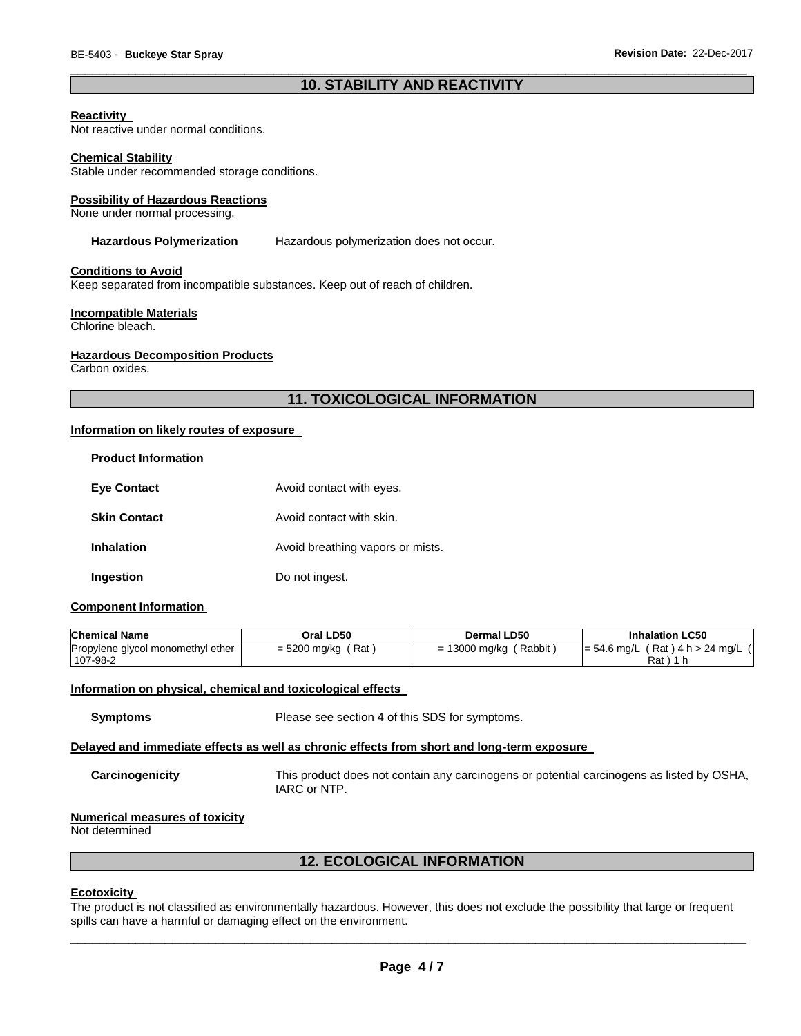## 10. STABILITY AND REACTIVITY

**Reactivity**
Not reactive under normal conditions.

**Chemical Stability**
Stable under recommended storage conditions.

**Possibility of Hazardous Reactions**
None under normal processing.

**Hazardous Polymerization** Hazardous polymerization does not occur.

**Conditions to Avoid**
Keep separated from incompatible substances. Keep out of reach of children.

**Incompatible Materials**
Chlorine bleach.

**Hazardous Decomposition Products**
Carbon oxides.

## 11. TOXICOLOGICAL INFORMATION

**Information on likely routes of exposure**

**Product Information**

**Eye Contact** Avoid contact with eyes.

**Skin Contact** Avoid contact with skin.

**Inhalation** Avoid breathing vapors or mists.

**Ingestion** Do not ingest.

**Component Information**

| Chemical Name | Oral LD50 | Dermal LD50 | Inhalation LC50 |
|---|---|---|---|
| Propylene glycol monomethyl ether 107-98-2 | = 5200 mg/kg ( Rat ) | = 13000 mg/kg ( Rabbit ) | = 54.6 mg/L ( Rat ) 4 h > 24 mg/L ( Rat ) 1 h |

**Information on physical, chemical and toxicological effects**

**Symptoms** Please see section 4 of this SDS for symptoms.

**Delayed and immediate effects as well as chronic effects from short and long-term exposure**

**Carcinogenicity** This product does not contain any carcinogens or potential carcinogens as listed by OSHA, IARC or NTP.

**Numerical measures of toxicity**
Not determined

## 12. ECOLOGICAL INFORMATION

**Ecotoxicity**
The product is not classified as environmentally hazardous. However, this does not exclude the possibility that large or frequent spills can have a harmful or damaging effect on the environment.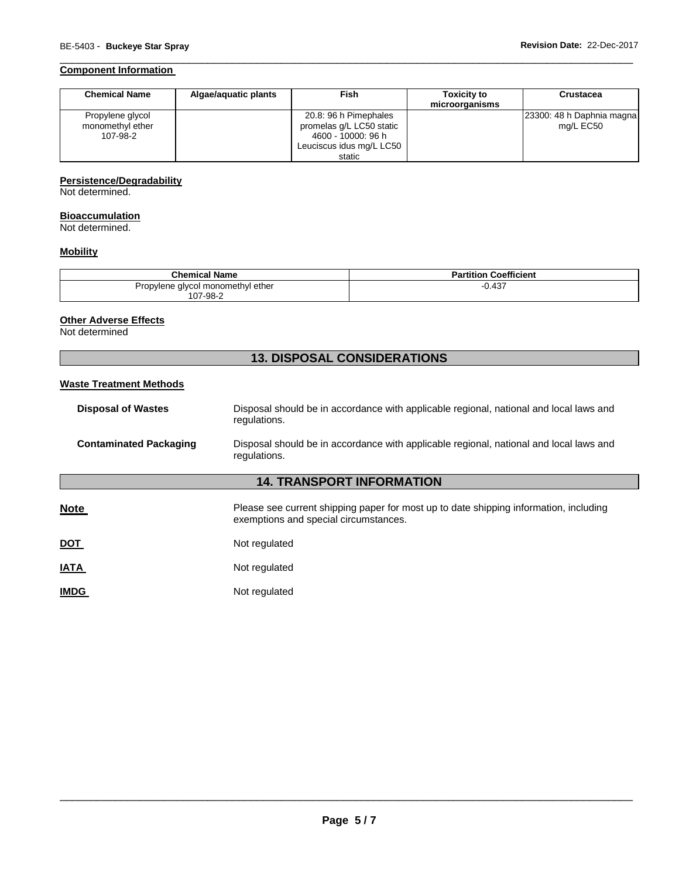#### Component Information

| Chemical Name | Algae/aquatic plants | Fish | Toxicity to microorganisms | Crustacea |
|---|---|---|---|---|
| Propylene glycol monomethyl ether 107-98-2 | | 20.8: 96 h Pimephales promelas g/L LC50 static 4600 - 10000: 96 h Leuciscus idus mg/L LC50 static | | 23300: 48 h Daphnia magna mg/L EC50 |

#### Persistence/Degradability

Not determined.

#### Bioaccumulation

Not determined.

#### Mobility

| Chemical Name | Partition Coefficient |
|---|---|
| Propylene glycol monomethyl ether 107-98-2 | -0.437 |

#### Other Adverse Effects

Not determined

## 13. DISPOSAL CONSIDERATIONS

#### Waste Treatment Methods

**Disposal of Wastes** Disposal should be in accordance with applicable regional, national and local laws and regulations.

**Contaminated Packaging** Disposal should be in accordance with applicable regional, national and local laws and regulations.

## 14. TRANSPORT INFORMATION

**Note** Please see current shipping paper for most up to date shipping information, including exemptions and special circumstances.

**DOT** Not regulated

**IATA** Not regulated

**IMDG** Not regulated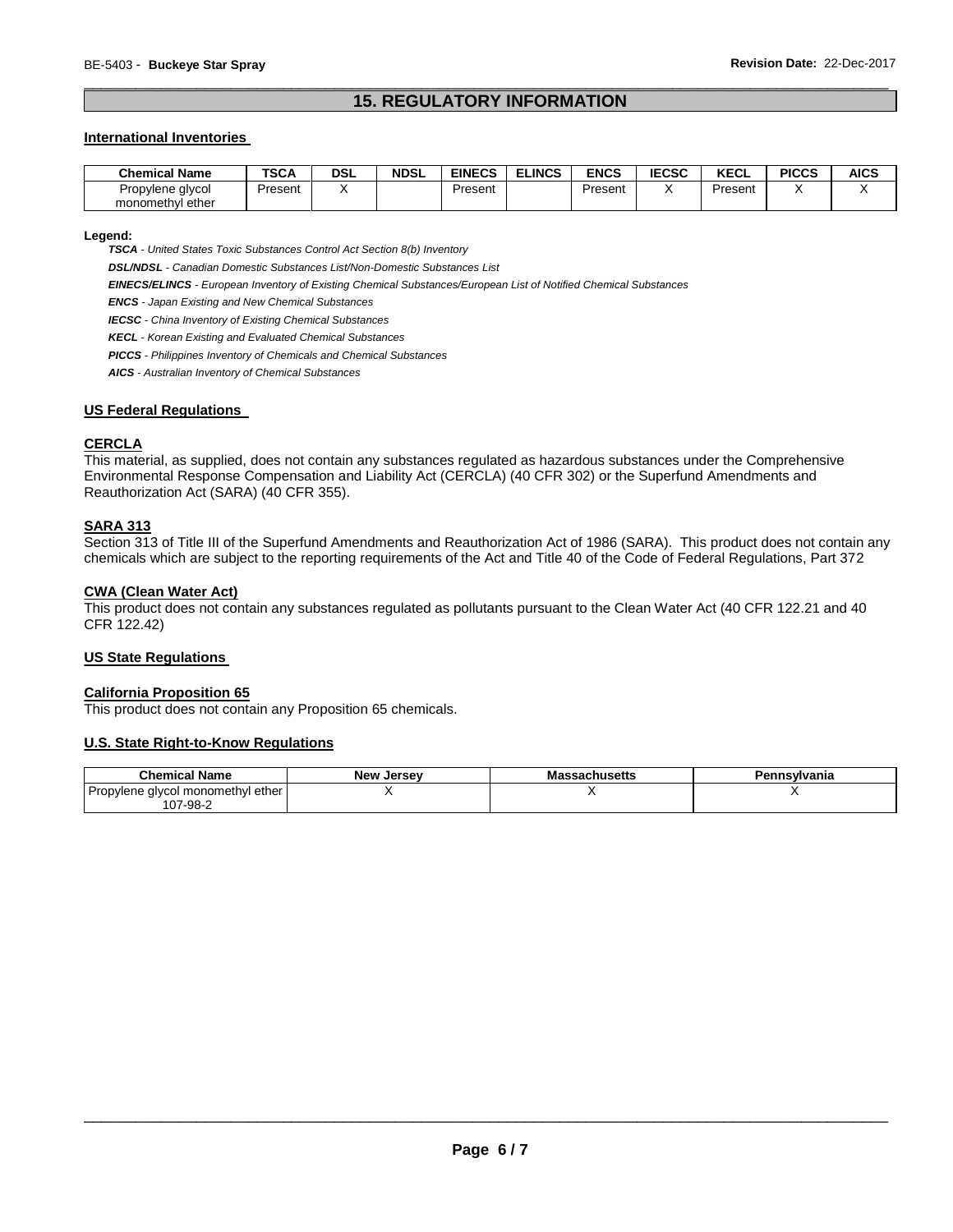## 15. REGULATORY INFORMATION

### International Inventories

| Chemical Name | TSCA | DSL | NDSL | EINECS | ELINCS | ENCS | IECSC | KECL | PICCS | AICS |
|---|---|---|---|---|---|---|---|---|---|---|
| Propylene glycol monomethyl ether | Present | X | | Present | | Present | X | Present | X | X |

**Legend:**

***TSCA*** *- United States Toxic Substances Control Act Section 8(b) Inventory*

***DSL/NDSL*** *- Canadian Domestic Substances List/Non-Domestic Substances List*

***EINECS/ELINCS*** *- European Inventory of Existing Chemical Substances/European List of Notified Chemical Substances*

***ENCS*** *- Japan Existing and New Chemical Substances*

***IECSC*** *- China Inventory of Existing Chemical Substances*

***KECL*** *- Korean Existing and Evaluated Chemical Substances*

***PICCS*** *- Philippines Inventory of Chemicals and Chemical Substances*

***AICS*** *- Australian Inventory of Chemical Substances*

### US Federal Regulations

#### CERCLA

This material, as supplied, does not contain any substances regulated as hazardous substances under the Comprehensive Environmental Response Compensation and Liability Act (CERCLA) (40 CFR 302) or the Superfund Amendments and Reauthorization Act (SARA) (40 CFR 355).

#### SARA 313

Section 313 of Title III of the Superfund Amendments and Reauthorization Act of 1986 (SARA). This product does not contain any chemicals which are subject to the reporting requirements of the Act and Title 40 of the Code of Federal Regulations, Part 372

#### CWA (Clean Water Act)

This product does not contain any substances regulated as pollutants pursuant to the Clean Water Act (40 CFR 122.21 and 40 CFR 122.42)

### US State Regulations

#### California Proposition 65

This product does not contain any Proposition 65 chemicals.

#### U.S. State Right-to-Know Regulations

| Chemical Name | New Jersey | Massachusetts | Pennsylvania |
|---|---|---|---|
| Propylene glycol monomethyl ether 107-98-2 | X | X | X |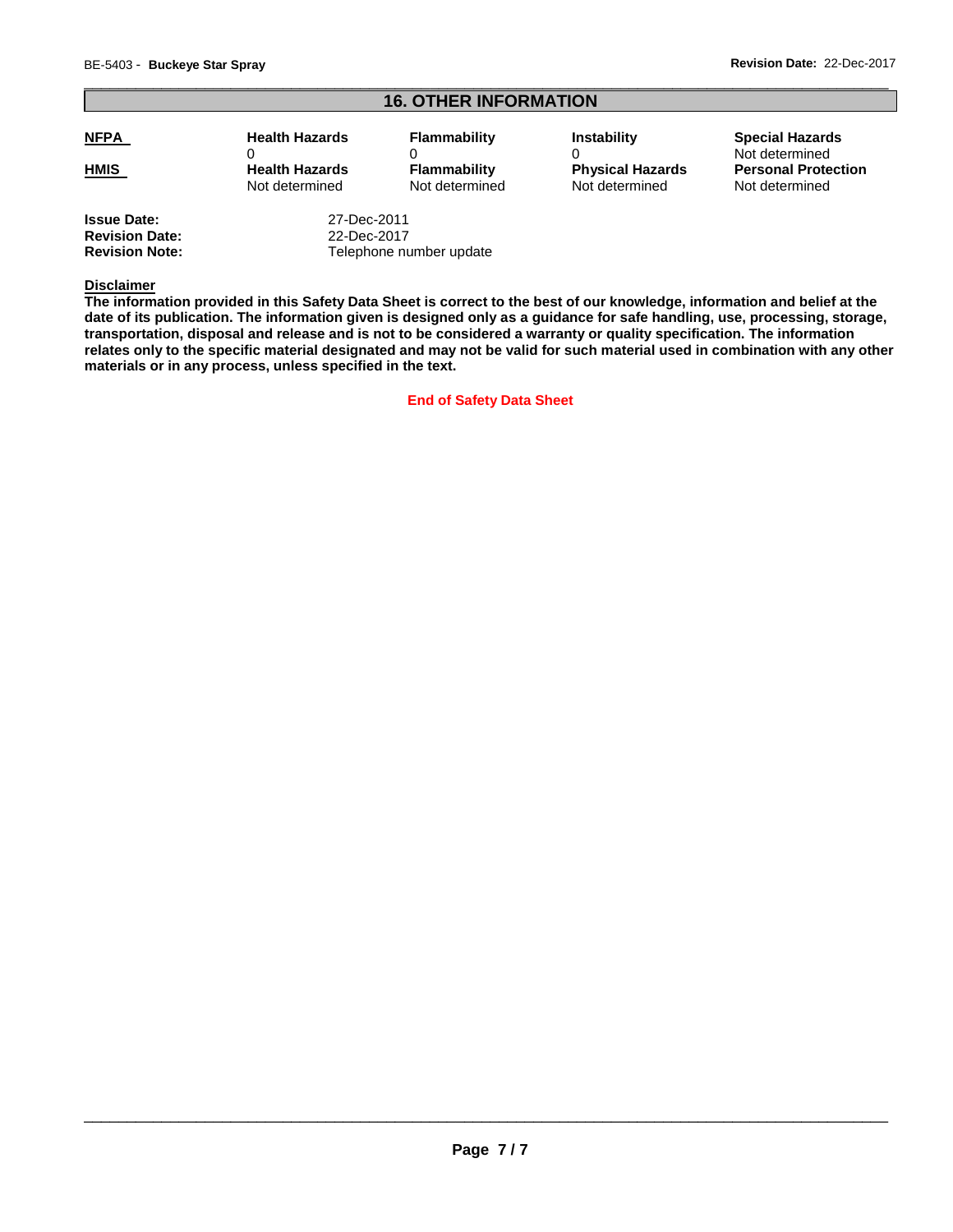## 16. OTHER INFORMATION

| | | | | |
|---|---|---|---|---|
| **NFPA** | **Health Hazards**<br>0 | **Flammability**<br>0 | **Instability**<br>0 | **Special Hazards**<br>Not determined |
| **HMIS** | **Health Hazards**<br>Not determined | **Flammability**<br>Not determined | **Physical Hazards**<br>Not determined | **Personal Protection**<br>Not determined |

**Issue Date:** 27-Dec-2011
**Revision Date:** 22-Dec-2017
**Revision Note:** Telephone number update

**Disclaimer**

**The information provided in this Safety Data Sheet is correct to the best of our knowledge, information and belief at the date of its publication. The information given is designed only as a guidance for safe handling, use, processing, storage, transportation, disposal and release and is not to be considered a warranty or quality specification. The information relates only to the specific material designated and may not be valid for such material used in combination with any other materials or in any process, unless specified in the text.**

**End of Safety Data Sheet**